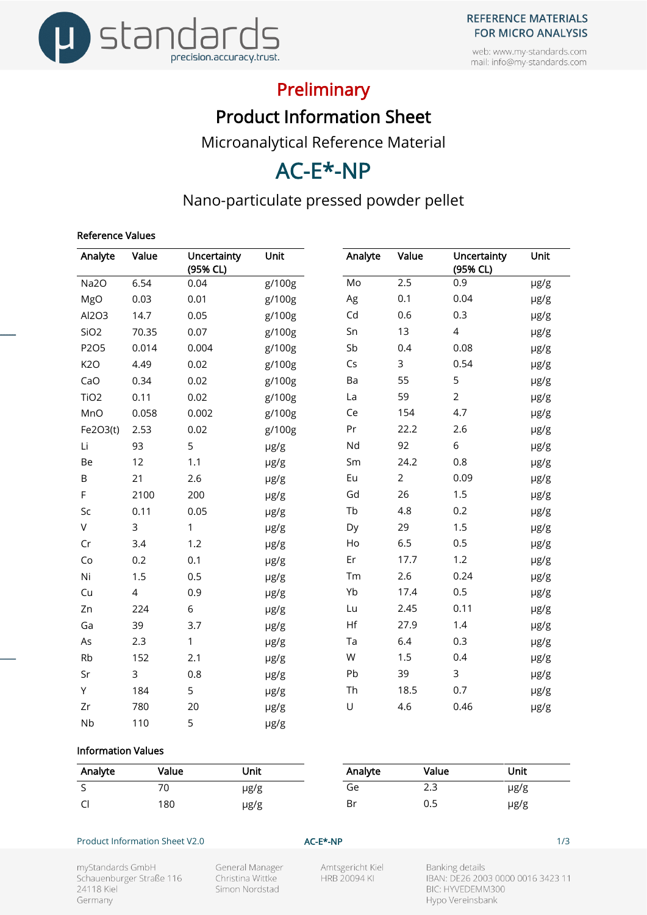mystandards — precision.accuracy.trust.

REFERENCE MATERIALS FOR MICRO ANALYSIS

web: www.my-standards.com
mail: info@my-standards.com

# Preliminary

## Product Information Sheet

Microanalytical Reference Material

# AC-E*-NP

Nano-particulate pressed powder pellet

### Reference Values

| Analyte | Value | Uncertainty (95% CL) | Unit |
|---|---|---|---|
| $Na_2O$ | 6.54 | 0.04 | g/100g |
| MgO | 0.03 | 0.01 | g/100g |
| $Al_2O_3$ | 14.7 | 0.05 | g/100g |
| $SiO_2$ | 70.35 | 0.07 | g/100g |
| $P_2O_5$ | 0.014 | 0.004 | g/100g |
| $K_2O$ | 4.49 | 0.02 | g/100g |
| CaO | 0.34 | 0.02 | g/100g |
| $TiO_2$ | 0.11 | 0.02 | g/100g |
| MnO | 0.058 | 0.002 | g/100g |
| $Fe_2O_3$(t) | 2.53 | 0.02 | g/100g |
| Li | 93 | 5 | µg/g |
| Be | 12 | 1.1 | µg/g |
| B | 21 | 2.6 | µg/g |
| F | 2100 | 200 | µg/g |
| Sc | 0.11 | 0.05 | µg/g |
| V | 3 | 1 | µg/g |
| Cr | 3.4 | 1.2 | µg/g |
| Co | 0.2 | 0.1 | µg/g |
| Ni | 1.5 | 0.5 | µg/g |
| Cu | 4 | 0.9 | µg/g |
| Zn | 224 | 6 | µg/g |
| Ga | 39 | 3.7 | µg/g |
| As | 2.3 | 1 | µg/g |
| Rb | 152 | 2.1 | µg/g |
| Sr | 3 | 0.8 | µg/g |
| Y | 184 | 5 | µg/g |
| Zr | 780 | 20 | µg/g |
| Nb | 110 | 5 | µg/g |
| Mo | 2.5 | 0.9 | µg/g |
| Ag | 0.1 | 0.04 | µg/g |
| Cd | 0.6 | 0.3 | µg/g |
| Sn | 13 | 4 | µg/g |
| Sb | 0.4 | 0.08 | µg/g |
| Cs | 3 | 0.54 | µg/g |
| Ba | 55 | 5 | µg/g |
| La | 59 | 2 | µg/g |
| Ce | 154 | 4.7 | µg/g |
| Pr | 22.2 | 2.6 | µg/g |
| Nd | 92 | 6 | µg/g |
| Sm | 24.2 | 0.8 | µg/g |
| Eu | 2 | 0.09 | µg/g |
| Gd | 26 | 1.5 | µg/g |
| Tb | 4.8 | 0.2 | µg/g |
| Dy | 29 | 1.5 | µg/g |
| Ho | 6.5 | 0.5 | µg/g |
| Er | 17.7 | 1.2 | µg/g |
| Tm | 2.6 | 0.24 | µg/g |
| Yb | 17.4 | 0.5 | µg/g |
| Lu | 2.45 | 0.11 | µg/g |
| Hf | 27.9 | 1.4 | µg/g |
| Ta | 6.4 | 0.3 | µg/g |
| W | 1.5 | 0.4 | µg/g |
| Pb | 39 | 3 | µg/g |
| Th | 18.5 | 0.7 | µg/g |
| U | 4.6 | 0.46 | µg/g |

### Information Values

| Analyte | Value | Unit |
|---|---|---|
| S | 70 | µg/g |
| Cl | 180 | µg/g |
| Ge | 2.3 | µg/g |
| Br | 0.5 | µg/g |

Product Information Sheet V2.0 — AC-E*-NP

myStandards GmbH
Schauenburger Straße 116
24118 Kiel
Germany

General Manager
Christina Wittke
Simon Nordstad

Amtsgericht Kiel
HRB 20094 KI

Banking details
IBAN: DE26 2003 0000 0016 3423 11
BIC: HYVEDEMM300
Hypo Vereinsbank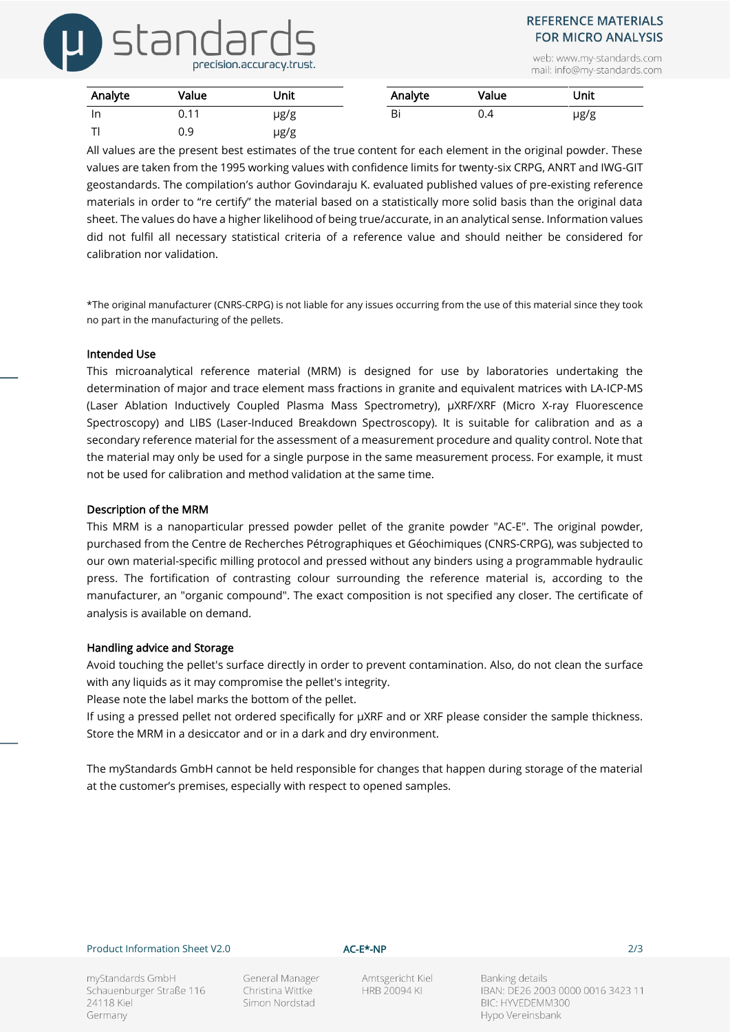| Analyte | Value | Unit | Analyte | Value | Unit |
| --- | --- | --- | --- | --- | --- |
| In | 0.11 | µg/g | Bi | 0.4 | µg/g |
| Tl | 0.9 | µg/g | | | |

All values are the present best estimates of the true content for each element in the original powder. These values are taken from the 1995 working values with confidence limits for twenty-six CRPG, ANRT and IWG-GIT geostandards. The compilation's author Govindaraju K. evaluated published values of pre-existing reference materials in order to "re certify" the material based on a statistically more solid basis than the original data sheet. The values do have a higher likelihood of being true/accurate, in an analytical sense. Information values did not fulfil all necessary statistical criteria of a reference value and should neither be considered for calibration nor validation.

*The original manufacturer (CNRS-CRPG) is not liable for any issues occurring from the use of this material since they took no part in the manufacturing of the pellets.

### Intended Use

This microanalytical reference material (MRM) is designed for use by laboratories undertaking the determination of major and trace element mass fractions in granite and equivalent matrices with LA-ICP-MS (Laser Ablation Inductively Coupled Plasma Mass Spectrometry), µXRF/XRF (Micro X-ray Fluorescence Spectroscopy) and LIBS (Laser-Induced Breakdown Spectroscopy). It is suitable for calibration and as a secondary reference material for the assessment of a measurement procedure and quality control. Note that the material may only be used for a single purpose in the same measurement process. For example, it must not be used for calibration and method validation at the same time.

### Description of the MRM

This MRM is a nanoparticular pressed powder pellet of the granite powder "AC-E". The original powder, purchased from the Centre de Recherches Pétrographiques et Géochimiques (CNRS-CRPG), was subjected to our own material-specific milling protocol and pressed without any binders using a programmable hydraulic press. The fortification of contrasting colour surrounding the reference material is, according to the manufacturer, an "organic compound". The exact composition is not specified any closer. The certificate of analysis is available on demand.

### Handling advice and Storage

Avoid touching the pellet's surface directly in order to prevent contamination. Also, do not clean the surface with any liquids as it may compromise the pellet's integrity.

Please note the label marks the bottom of the pellet.

If using a pressed pellet not ordered specifically for µXRF and or XRF please consider the sample thickness. Store the MRM in a desiccator and or in a dark and dry environment.

The myStandards GmbH cannot be held responsible for changes that happen during storage of the material at the customer's premises, especially with respect to opened samples.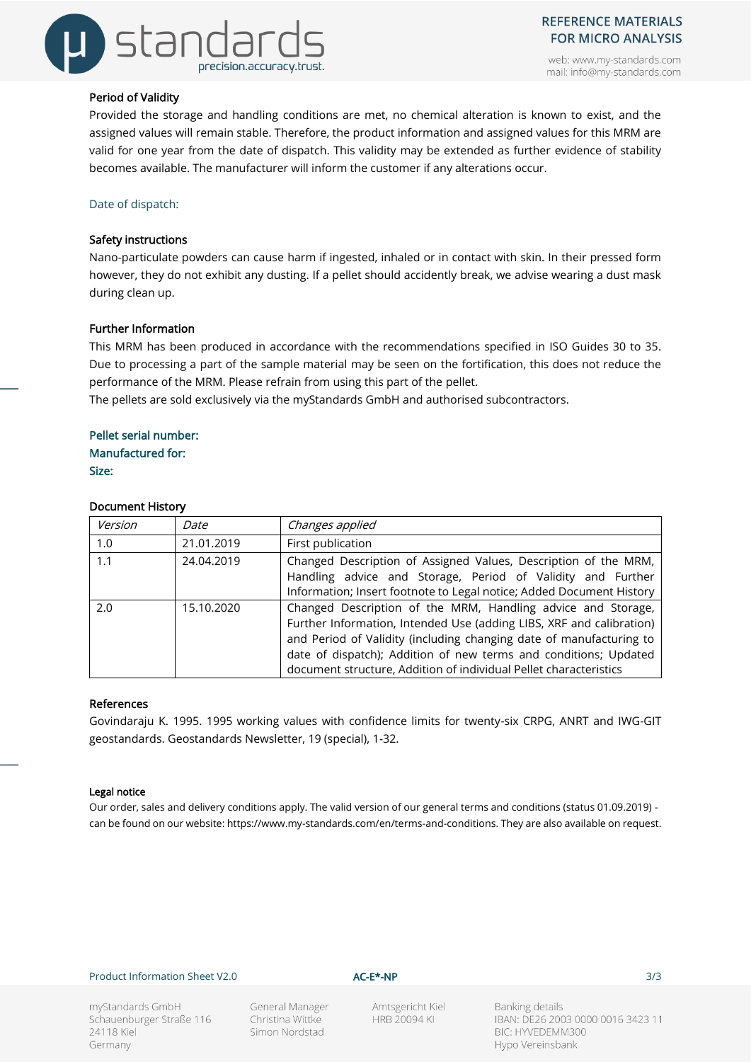**Period of Validity**

Provided the storage and handling conditions are met, no chemical alteration is known to exist, and the assigned values will remain stable. Therefore, the product information and assigned values for this MRM are valid for one year from the date of dispatch. This validity may be extended as further evidence of stability becomes available. The manufacturer will inform the customer if any alterations occur.

Date of dispatch:

**Safety instructions**

Nano-particulate powders can cause harm if ingested, inhaled or in contact with skin. In their pressed form however, they do not exhibit any dusting. If a pellet should accidently break, we advise wearing a dust mask during clean up.

**Further Information**

This MRM has been produced in accordance with the recommendations specified in ISO Guides 30 to 35. Due to processing a part of the sample material may be seen on the fortification, this does not reduce the performance of the MRM. Please refrain from using this part of the pellet.

The pellets are sold exclusively via the myStandards GmbH and authorised subcontractors.

**Pellet serial number:**
**Manufactured for:**
**Size:**

**Document History**

| *Version* | *Date* | *Changes applied* |
|---|---|---|
| 1.0 | 21.01.2019 | First publication |
| 1.1 | 24.04.2019 | Changed Description of Assigned Values, Description of the MRM, Handling advice and Storage, Period of Validity and Further Information; Insert footnote to Legal notice; Added Document History |
| 2.0 | 15.10.2020 | Changed Description of the MRM, Handling advice and Storage, Further Information, Intended Use (adding LIBS, XRF and calibration) and Period of Validity (including changing date of manufacturing to date of dispatch); Addition of new terms and conditions; Updated document structure, Addition of individual Pellet characteristics |

**References**

Govindaraju K. 1995. 1995 working values with confidence limits for twenty-six CRPG, ANRT and IWG-GIT geostandards. Geostandards Newsletter, 19 (special), 1-32.

**Legal notice**

Our order, sales and delivery conditions apply. The valid version of our general terms and conditions (status 01.09.2019) - can be found on our website: https://www.my-standards.com/en/terms-and-conditions. They are also available on request.